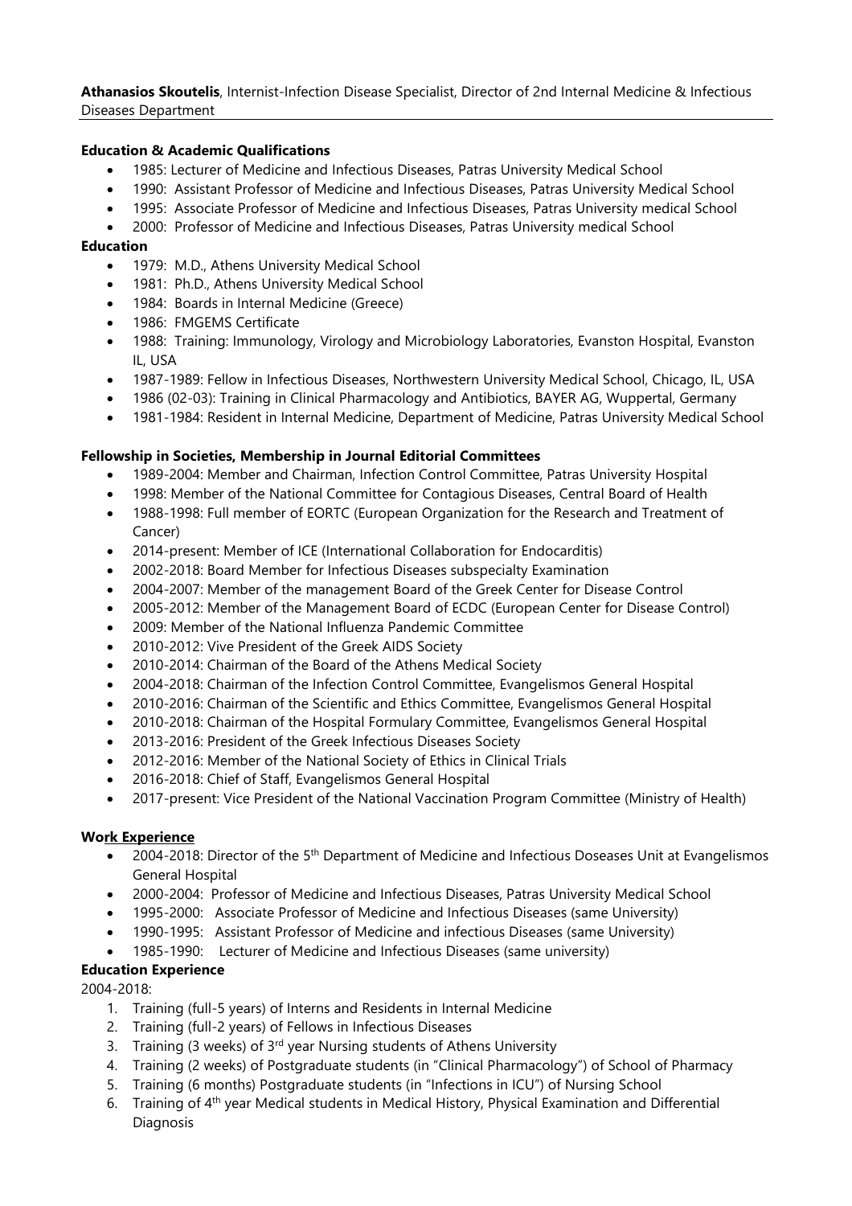**Athanasios Skoutelis**, Internist-Infection Disease Specialist, Director of 2nd Internal Medicine & Infectious Diseases Department

**Education & Academic Qualifications**

- 1985: Lecturer of Medicine and Infectious Diseases, Patras University Medical School
- 1990: Assistant Professor of Medicine and Infectious Diseases, Patras University Medical School
- 1995: Associate Professor of Medicine and Infectious Diseases, Patras University medical School
- 2000: Professor of Medicine and Infectious Diseases, Patras University medical School

**Education**

- 1979: M.D., Athens University Medical School
- 1981: Ph.D., Athens University Medical School
- 1984: Boards in Internal Medicine (Greece)
- 1986: FMGEMS Certificate
- 1988: Training: Immunology, Virology and Microbiology Laboratories, Evanston Hospital, Evanston IL, USA
- 1987-1989: Fellow in Infectious Diseases, Northwestern University Medical School, Chicago, IL, USA
- 1986 (02-03): Training in Clinical Pharmacology and Antibiotics, BAYER AG, Wuppertal, Germany
- 1981-1984: Resident in Internal Medicine, Department of Medicine, Patras University Medical School

**Fellowship in Societies, Membership in Journal Editorial Committees**

- 1989-2004: Member and Chairman, Infection Control Committee, Patras University Hospital
- 1998: Member of the National Committee for Contagious Diseases, Central Board of Health
- 1988-1998: Full member of EORTC (European Organization for the Research and Treatment of Cancer)
- 2014-present: Member of ICE (International Collaboration for Endocarditis)
- 2002-2018: Board Member for Infectious Diseases subspecialty Examination
- 2004-2007: Member of the management Board of the Greek Center for Disease Control
- 2005-2012: Member of the Management Board of ECDC (European Center for Disease Control)
- 2009: Member of the National Influenza Pandemic Committee
- 2010-2012: Vive President of the Greek AIDS Society
- 2010-2014: Chairman of the Board of the Athens Medical Society
- 2004-2018: Chairman of the Infection Control Committee, Evangelismos General Hospital
- 2010-2016: Chairman of the Scientific and Ethics Committee, Evangelismos General Hospital
- 2010-2018: Chairman of the Hospital Formulary Committee, Evangelismos General Hospital
- 2013-2016: President of the Greek Infectious Diseases Society
- 2012-2016: Member of the National Society of Ethics in Clinical Trials
- 2016-2018: Chief of Staff, Evangelismos General Hospital
- 2017-present: Vice President of the National Vaccination Program Committee (Ministry of Health)

**Work Experience**

- 2004-2018: Director of the 5th Department of Medicine and Infectious Doseases Unit at Evangelismos General Hospital
- 2000-2004: Professor of Medicine and Infectious Diseases, Patras University Medical School
- 1995-2000: Associate Professor of Medicine and Infectious Diseases (same University)
- 1990-1995: Assistant Professor of Medicine and infectious Diseases (same University)
- 1985-1990: Lecturer of Medicine and Infectious Diseases (same university)

**Education Experience**

2004-2018:

1. Training (full-5 years) of Interns and Residents in Internal Medicine
2. Training (full-2 years) of Fellows in Infectious Diseases
3. Training (3 weeks) of 3rd year Nursing students of Athens University
4. Training (2 weeks) of Postgraduate students (in "Clinical Pharmacology") of School of Pharmacy
5. Training (6 months) Postgraduate students (in "Infections in ICU") of Nursing School
6. Training of 4th year Medical students in Medical History, Physical Examination and Differential Diagnosis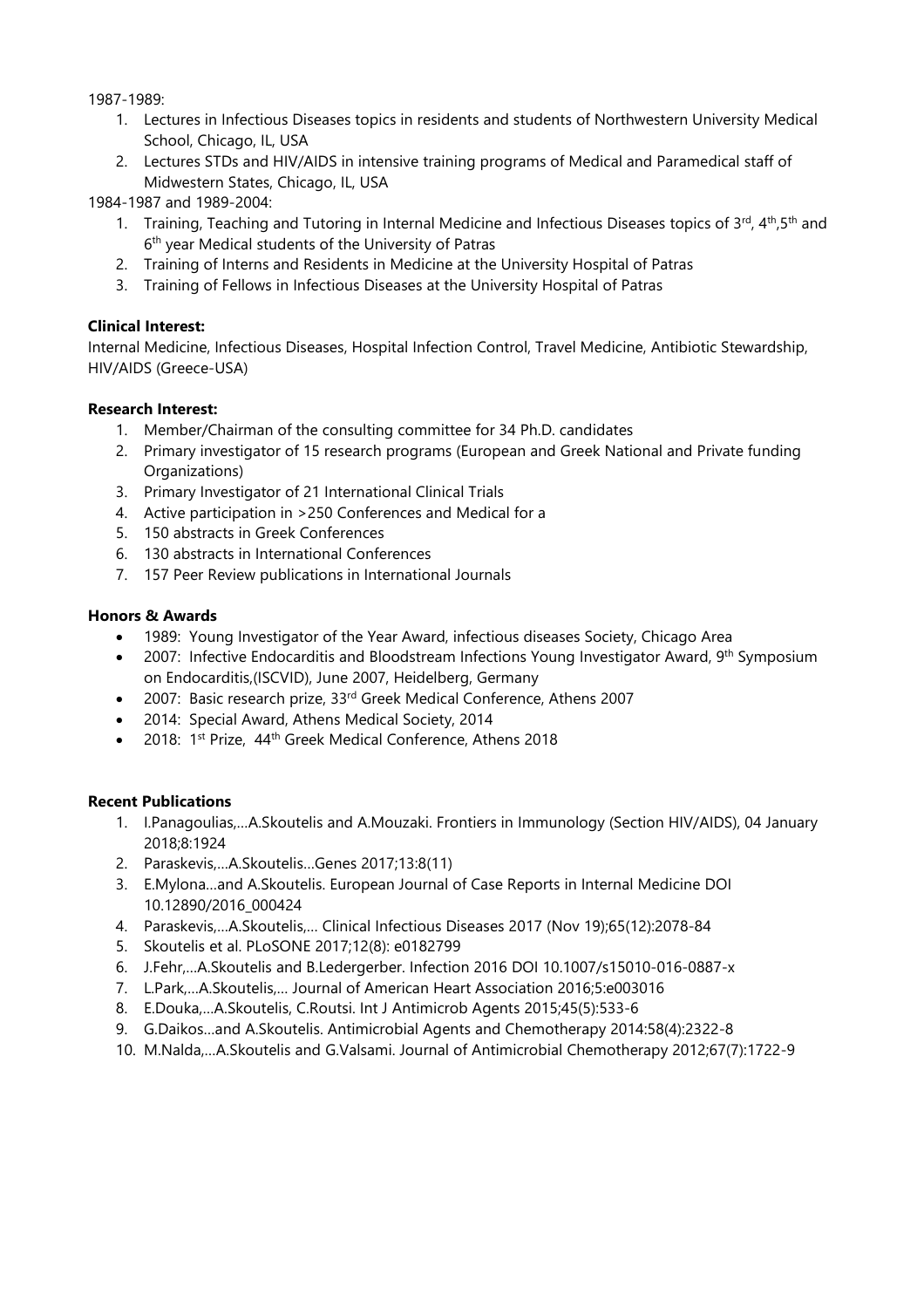1987-1989:

1. Lectures in Infectious Diseases topics in residents and students of Northwestern University Medical School, Chicago, IL, USA
2. Lectures STDs and HIV/AIDS in intensive training programs of Medical and Paramedical staff of Midwestern States, Chicago, IL, USA

1984-1987 and 1989-2004:

1. Training, Teaching and Tutoring in Internal Medicine and Infectious Diseases topics of 3rd, 4th,5th and 6th year Medical students of the University of Patras
2. Training of Interns and Residents in Medicine at the University Hospital of Patras
3. Training of Fellows in Infectious Diseases at the University Hospital of Patras

**Clinical Interest:**

Internal Medicine, Infectious Diseases, Hospital Infection Control, Travel Medicine, Antibiotic Stewardship, HIV/AIDS (Greece-USA)

**Research Interest:**

1. Member/Chairman of the consulting committee for 34 Ph.D. candidates
2. Primary investigator of 15 research programs (European and Greek National and Private funding Organizations)
3. Primary Investigator of 21 International Clinical Trials
4. Active participation in >250 Conferences and Medical for a
5. 150 abstracts in Greek Conferences
6. 130 abstracts in International Conferences
7. 157 Peer Review publications in International Journals

**Honors & Awards**

- 1989: Young Investigator of the Year Award, infectious diseases Society, Chicago Area
- 2007: Infective Endocarditis and Bloodstream Infections Young Investigator Award, 9th Symposium on Endocarditis,(ISCVID), June 2007, Heidelberg, Germany
- 2007: Basic research prize, 33rd Greek Medical Conference, Athens 2007
- 2014: Special Award, Athens Medical Society, 2014
- 2018: 1st Prize, 44th Greek Medical Conference, Athens 2018

**Recent Publications**

1. I.Panagoulias,…A.Skoutelis and A.Mouzaki. Frontiers in Immunology (Section HIV/AIDS), 04 January 2018;8:1924
2. Paraskevis,…A.Skoutelis…Genes 2017;13:8(11)
3. E.Mylona…and A.Skoutelis. European Journal of Case Reports in Internal Medicine DOI 10.12890/2016_000424
4. Paraskevis,…A.Skoutelis,… Clinical Infectious Diseases 2017 (Nov 19);65(12):2078-84
5. Skoutelis et al. PLoSONE 2017;12(8): e0182799
6. J.Fehr,…A.Skoutelis and B.Ledergerber. Infection 2016 DOI 10.1007/s15010-016-0887-x
7. L.Park,…A.Skoutelis,… Journal of American Heart Association 2016;5:e003016
8. E.Douka,…A.Skoutelis, C.Routsi. Int J Antimicrob Agents 2015;45(5):533-6
9. G.Daikos…and A.Skoutelis. Antimicrobial Agents and Chemotherapy 2014:58(4):2322-8
10. M.Nalda,…A.Skoutelis and G.Valsami. Journal of Antimicrobial Chemotherapy 2012;67(7):1722-9